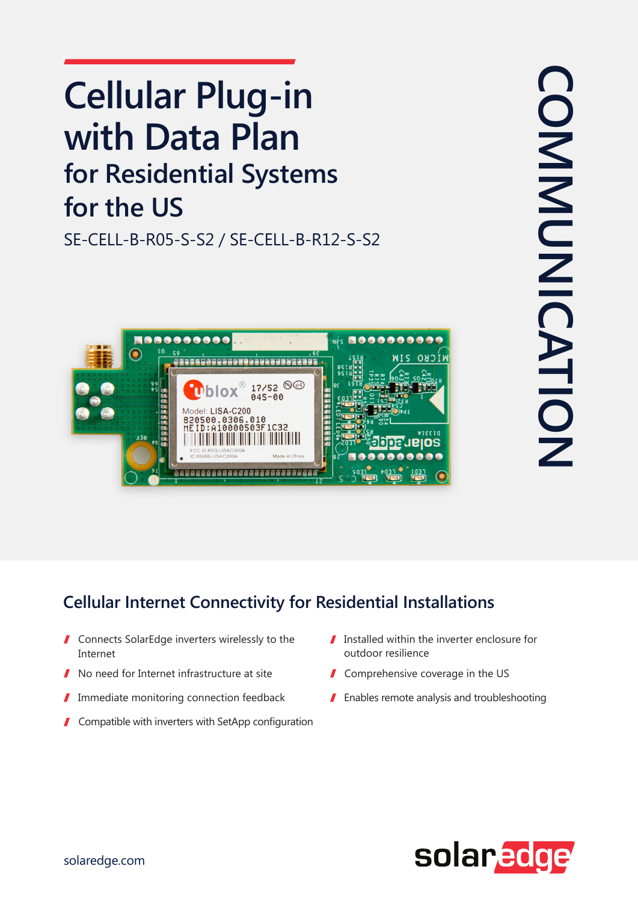# Cellular Plug-in with Data Plan

## for Residential Systems for the US

SE-CELL-B-R05-S-S2 / SE-CELL-B-R12-S-S2

COMMUNICATION

## Cellular Internet Connectivity for Residential Installations

- Connects SolarEdge inverters wirelessly to the Internet
- No need for Internet infrastructure at site
- Immediate monitoring connection feedback
- Compatible with inverters with SetApp configuration
- Installed within the inverter enclosure for outdoor resilience
- Comprehensive coverage in the US
- Enables remote analysis and troubleshooting

solaredge.com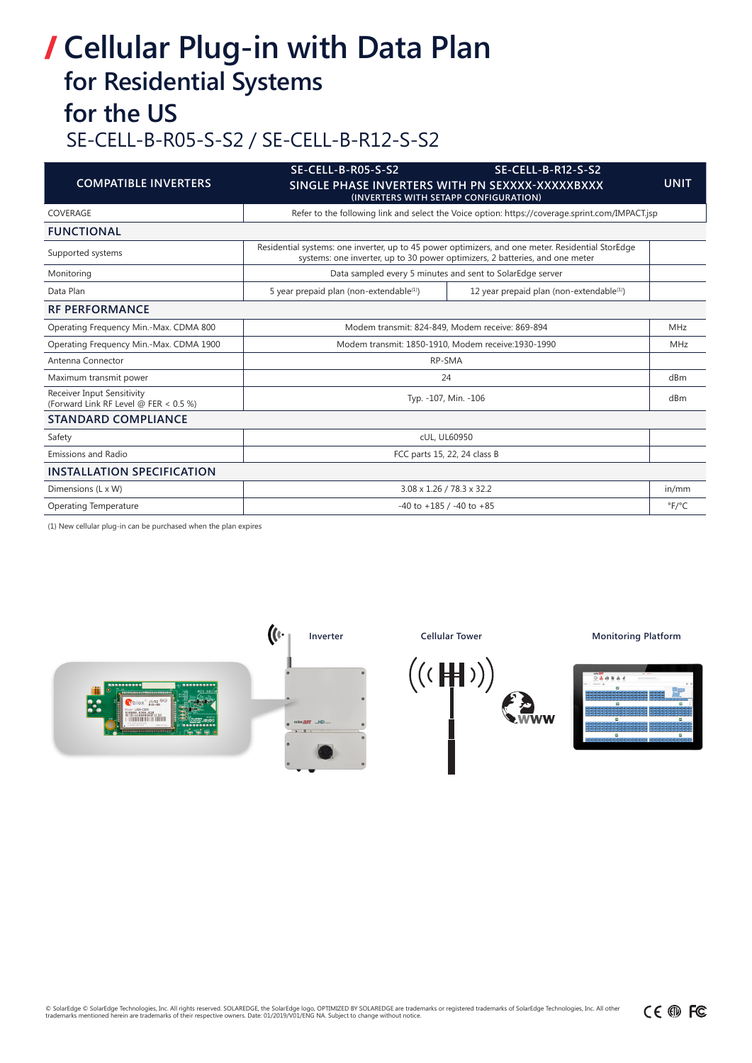# / Cellular Plug-in with Data Plan

## for Residential Systems

## for the US

SE-CELL-B-R05-S-S2 / SE-CELL-B-R12-S-S2

| COMPATIBLE INVERTERS | SE-CELL-B-R05-S-S2 | SE-CELL-B-R12-S-S2 | UNIT |
|---|---|---|---|
| | SINGLE PHASE INVERTERS WITH PN SEXXXX-XXXXXBXXX (INVERTERS WITH SETAPP CONFIGURATION) | | |
| COVERAGE | Refer to the following link and select the Voice option: https://coverage.sprint.com/IMPACT.jsp | | |
| **FUNCTIONAL** | | | |
| Supported systems | Residential systems: one inverter, up to 45 power optimizers, and one meter. Residential StorEdge systems: one inverter, up to 30 power optimizers, 2 batteries, and one meter | | |
| Monitoring | Data sampled every 5 minutes and sent to SolarEdge server | | |
| Data Plan | 5 year prepaid plan (non-extendable[1]) | 12 year prepaid plan (non-extendable[1]) | |
| **RF PERFORMANCE** | | | |
| Operating Frequency Min.-Max. CDMA 800 | Modem transmit: 824-849, Modem receive: 869-894 | | MHz |
| Operating Frequency Min.-Max. CDMA 1900 | Modem transmit: 1850-1910, Modem receive:1930-1990 | | MHz |
| Antenna Connector | RP-SMA | | |
| Maximum transmit power | 24 | | dBm |
| Receiver Input Sensitivity (Forward Link RF Level @ FER < 0.5 %) | Typ. -107, Min. -106 | | dBm |
| **STANDARD COMPLIANCE** | | | |
| Safety | cUL, UL60950 | | |
| Emissions and Radio | FCC parts 15, 22, 24 class B | | |
| **INSTALLATION SPECIFICATION** | | | |
| Dimensions (L x W) | 3.08 x 1.26 / 78.3 x 32.2 | | in/mm |
| Operating Temperature | -40 to +185 / -40 to +85 | | °F/°C |

(1) New cellular plug-in can be purchased when the plan expires

Inverter

Cellular Tower

Monitoring Platform

WWW

© SolarEdge © SolarEdge Technologies, Inc. All rights reserved. SOLAREDGE, the SolarEdge logo, OPTIMIZED BY SOLAREDGE are trademarks or registered trademarks of SolarEdge Technologies, Inc. All other trademarks mentioned herein are trademarks of their respective owners. Date: 01/2019/V01/ENG NA. Subject to change without notice.